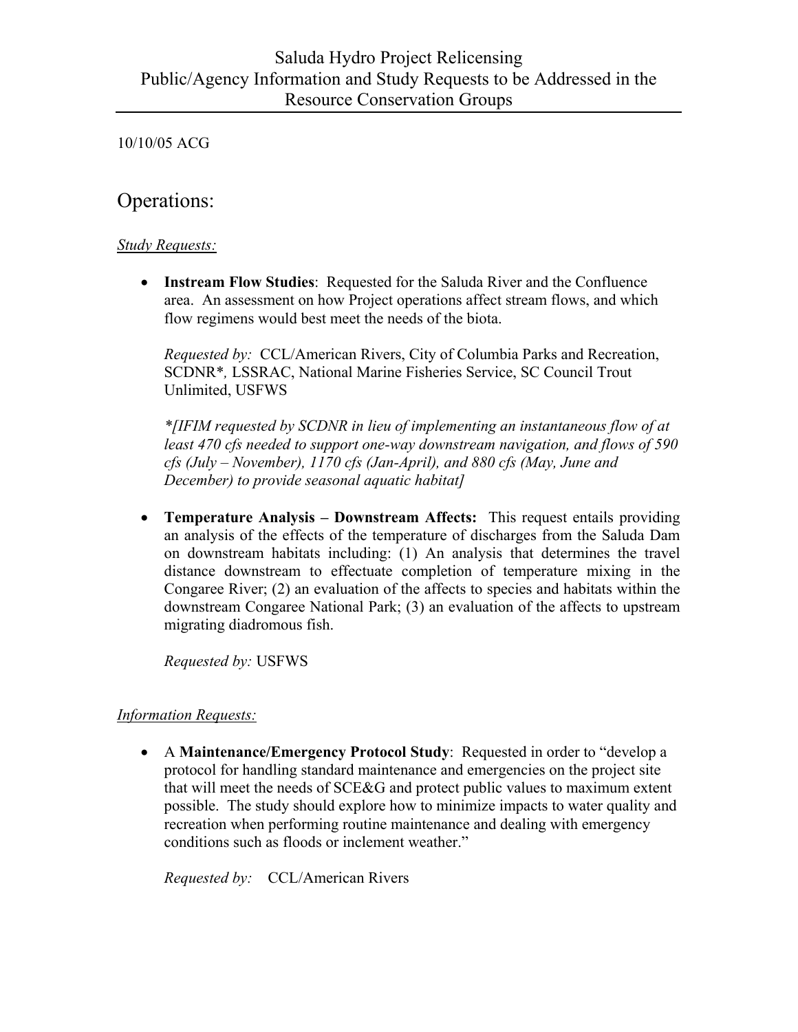# Saluda Hydro Project Relicensing
# Public/Agency Information and Study Requests to be Addressed in the Resource Conservation Groups

10/10/05 ACG

## Operations:

*Study Requests:*

- **Instream Flow Studies**: Requested for the Saluda River and the Confluence area. An assessment on how Project operations affect stream flows, and which flow regimens would best meet the needs of the biota.

  *Requested by:* CCL/American Rivers, City of Columbia Parks and Recreation, SCDNR*, LSSRAC, National Marine Fisheries Service, SC Council Trout Unlimited, USFWS

  *\*[IFIM requested by SCDNR in lieu of implementing an instantaneous flow of at least 470 cfs needed to support one-way downstream navigation, and flows of 590 cfs (July – November), 1170 cfs (Jan-April), and 880 cfs (May, June and December) to provide seasonal aquatic habitat]*

- **Temperature Analysis – Downstream Affects:** This request entails providing an analysis of the effects of the temperature of discharges from the Saluda Dam on downstream habitats including: (1) An analysis that determines the travel distance downstream to effectuate completion of temperature mixing in the Congaree River; (2) an evaluation of the affects to species and habitats within the downstream Congaree National Park; (3) an evaluation of the affects to upstream migrating diadromous fish.

  *Requested by:* USFWS

*Information Requests:*

- A **Maintenance/Emergency Protocol Study**: Requested in order to "develop a protocol for handling standard maintenance and emergencies on the project site that will meet the needs of SCE&G and protect public values to maximum extent possible. The study should explore how to minimize impacts to water quality and recreation when performing routine maintenance and dealing with emergency conditions such as floods or inclement weather."

  *Requested by:* CCL/American Rivers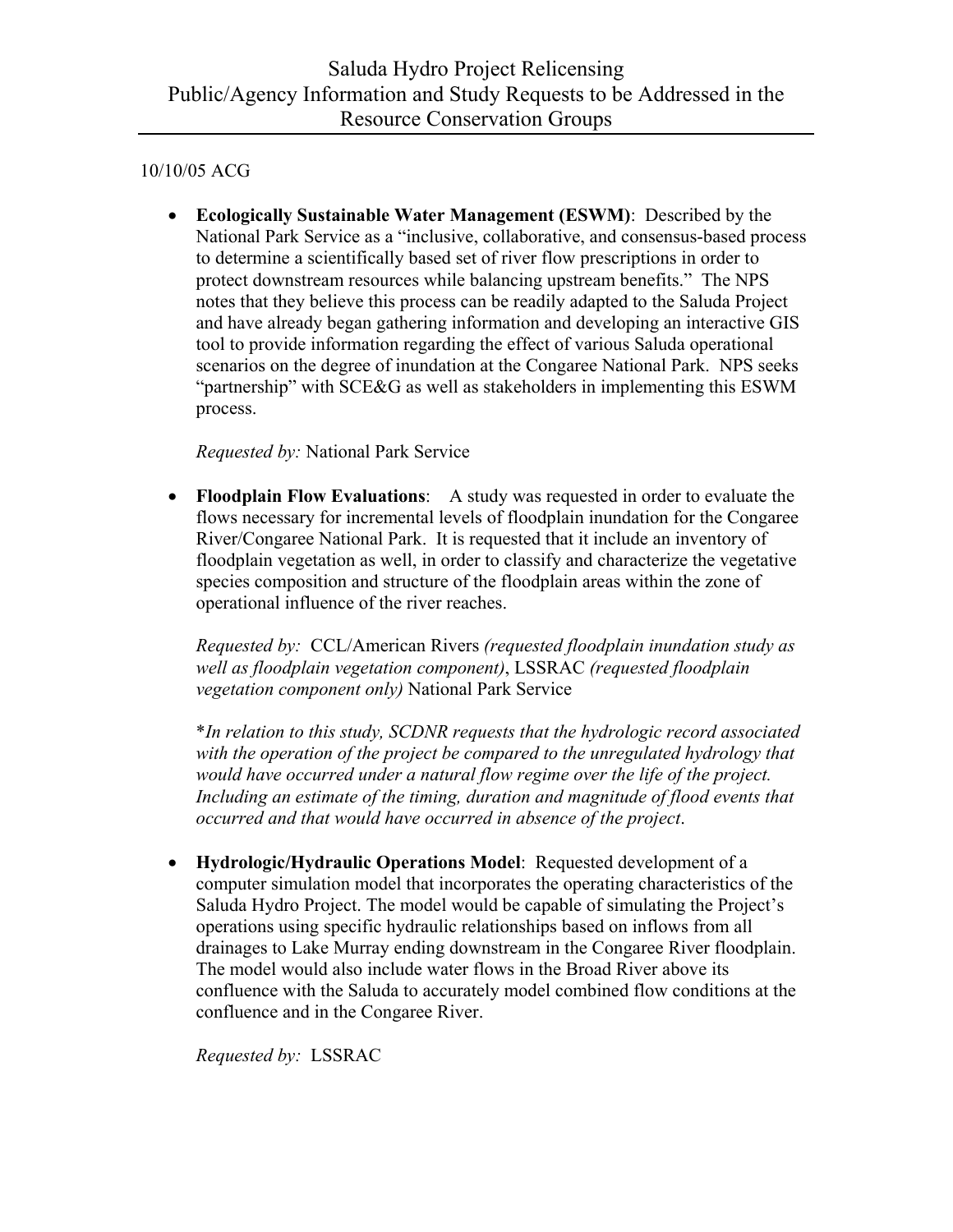10/10/05 ACG

- **Ecologically Sustainable Water Management (ESWM)**: Described by the National Park Service as a "inclusive, collaborative, and consensus-based process to determine a scientifically based set of river flow prescriptions in order to protect downstream resources while balancing upstream benefits." The NPS notes that they believe this process can be readily adapted to the Saluda Project and have already began gathering information and developing an interactive GIS tool to provide information regarding the effect of various Saluda operational scenarios on the degree of inundation at the Congaree National Park. NPS seeks "partnership" with SCE&G as well as stakeholders in implementing this ESWM process.

  *Requested by:* National Park Service

- **Floodplain Flow Evaluations**: A study was requested in order to evaluate the flows necessary for incremental levels of floodplain inundation for the Congaree River/Congaree National Park. It is requested that it include an inventory of floodplain vegetation as well, in order to classify and characterize the vegetative species composition and structure of the floodplain areas within the zone of operational influence of the river reaches.

  *Requested by:* CCL/American Rivers *(requested floodplain inundation study as well as floodplain vegetation component)*, LSSRAC *(requested floodplain vegetation component only)* National Park Service

  \**In relation to this study, SCDNR requests that the hydrologic record associated with the operation of the project be compared to the unregulated hydrology that would have occurred under a natural flow regime over the life of the project. Including an estimate of the timing, duration and magnitude of flood events that occurred and that would have occurred in absence of the project*.

- **Hydrologic/Hydraulic Operations Model**: Requested development of a computer simulation model that incorporates the operating characteristics of the Saluda Hydro Project. The model would be capable of simulating the Project's operations using specific hydraulic relationships based on inflows from all drainages to Lake Murray ending downstream in the Congaree River floodplain. The model would also include water flows in the Broad River above its confluence with the Saluda to accurately model combined flow conditions at the confluence and in the Congaree River.

  *Requested by:* LSSRAC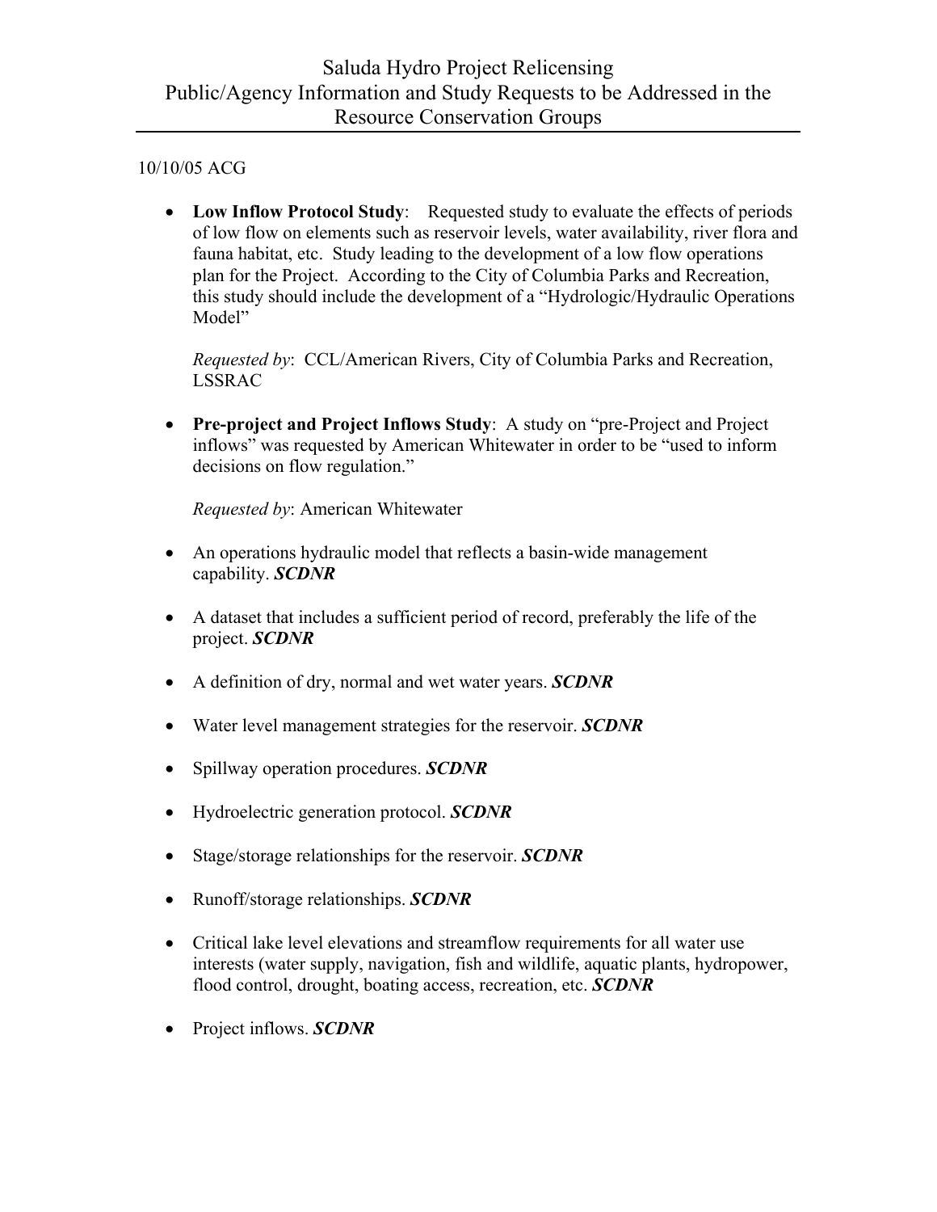# Saluda Hydro Project Relicensing
# Public/Agency Information and Study Requests to be Addressed in the Resource Conservation Groups

10/10/05 ACG

- **Low Inflow Protocol Study**: Requested study to evaluate the effects of periods of low flow on elements such as reservoir levels, water availability, river flora and fauna habitat, etc. Study leading to the development of a low flow operations plan for the Project. According to the City of Columbia Parks and Recreation, this study should include the development of a "Hydrologic/Hydraulic Operations Model"

  *Requested by*: CCL/American Rivers, City of Columbia Parks and Recreation, LSSRAC

- **Pre-project and Project Inflows Study**: A study on "pre-Project and Project inflows" was requested by American Whitewater in order to be "used to inform decisions on flow regulation."

  *Requested by*: American Whitewater

- An operations hydraulic model that reflects a basin-wide management capability. ***SCDNR***

- A dataset that includes a sufficient period of record, preferably the life of the project. ***SCDNR***

- A definition of dry, normal and wet water years. ***SCDNR***

- Water level management strategies for the reservoir. ***SCDNR***

- Spillway operation procedures. ***SCDNR***

- Hydroelectric generation protocol. ***SCDNR***

- Stage/storage relationships for the reservoir. ***SCDNR***

- Runoff/storage relationships. ***SCDNR***

- Critical lake level elevations and streamflow requirements for all water use interests (water supply, navigation, fish and wildlife, aquatic plants, hydropower, flood control, drought, boating access, recreation, etc. ***SCDNR***

- Project inflows. ***SCDNR***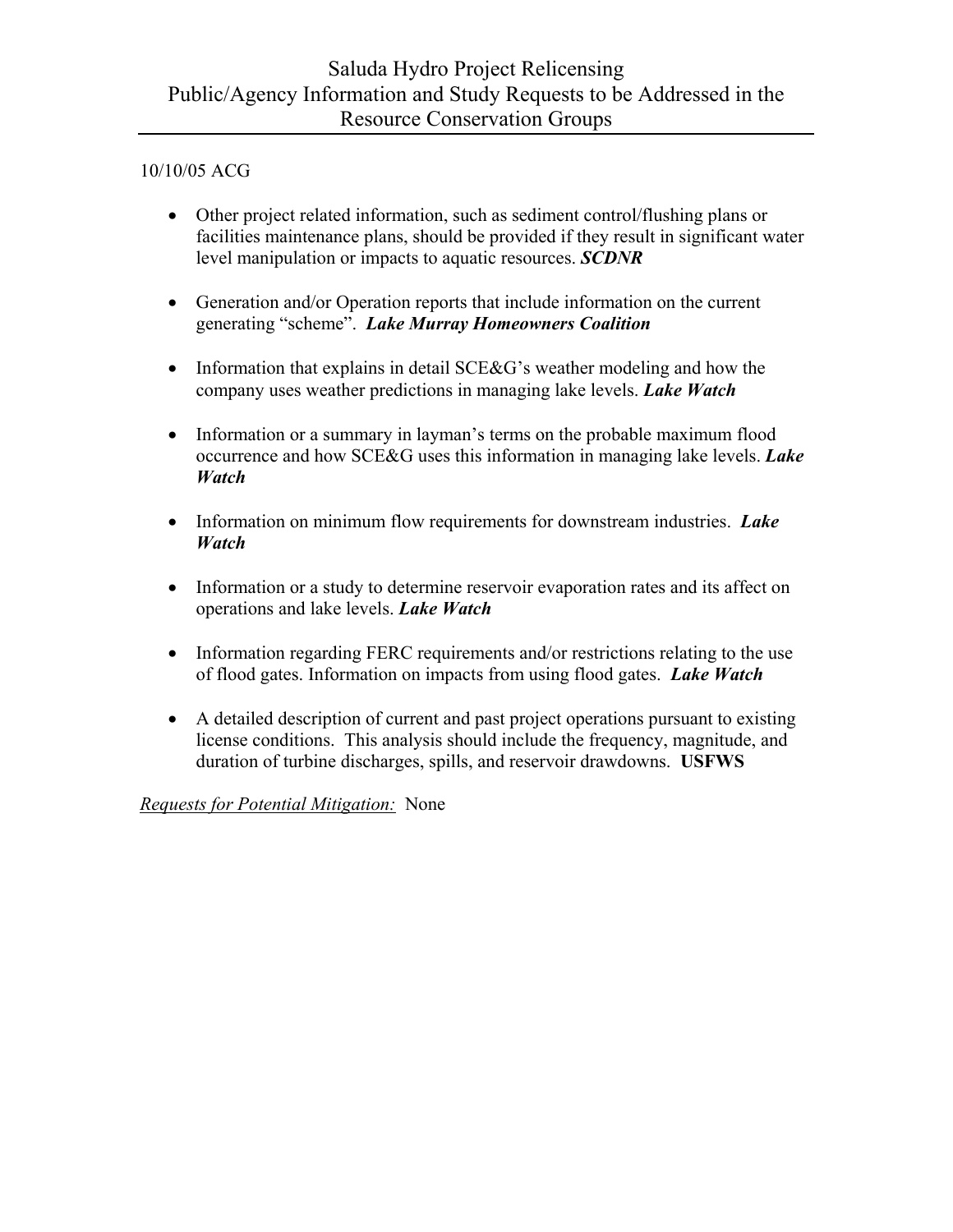# Saluda Hydro Project Relicensing
# Public/Agency Information and Study Requests to be Addressed in the Resource Conservation Groups

10/10/05 ACG

- Other project related information, such as sediment control/flushing plans or facilities maintenance plans, should be provided if they result in significant water level manipulation or impacts to aquatic resources. ***SCDNR***

- Generation and/or Operation reports that include information on the current generating "scheme". ***Lake Murray Homeowners Coalition***

- Information that explains in detail SCE&G's weather modeling and how the company uses weather predictions in managing lake levels. ***Lake Watch***

- Information or a summary in layman's terms on the probable maximum flood occurrence and how SCE&G uses this information in managing lake levels. ***Lake Watch***

- Information on minimum flow requirements for downstream industries. ***Lake Watch***

- Information or a study to determine reservoir evaporation rates and its affect on operations and lake levels. ***Lake Watch***

- Information regarding FERC requirements and/or restrictions relating to the use of flood gates. Information on impacts from using flood gates. ***Lake Watch***

- A detailed description of current and past project operations pursuant to existing license conditions. This analysis should include the frequency, magnitude, and duration of turbine discharges, spills, and reservoir drawdowns. **USFWS**

<u>*Requests for Potential Mitigation:*</u> None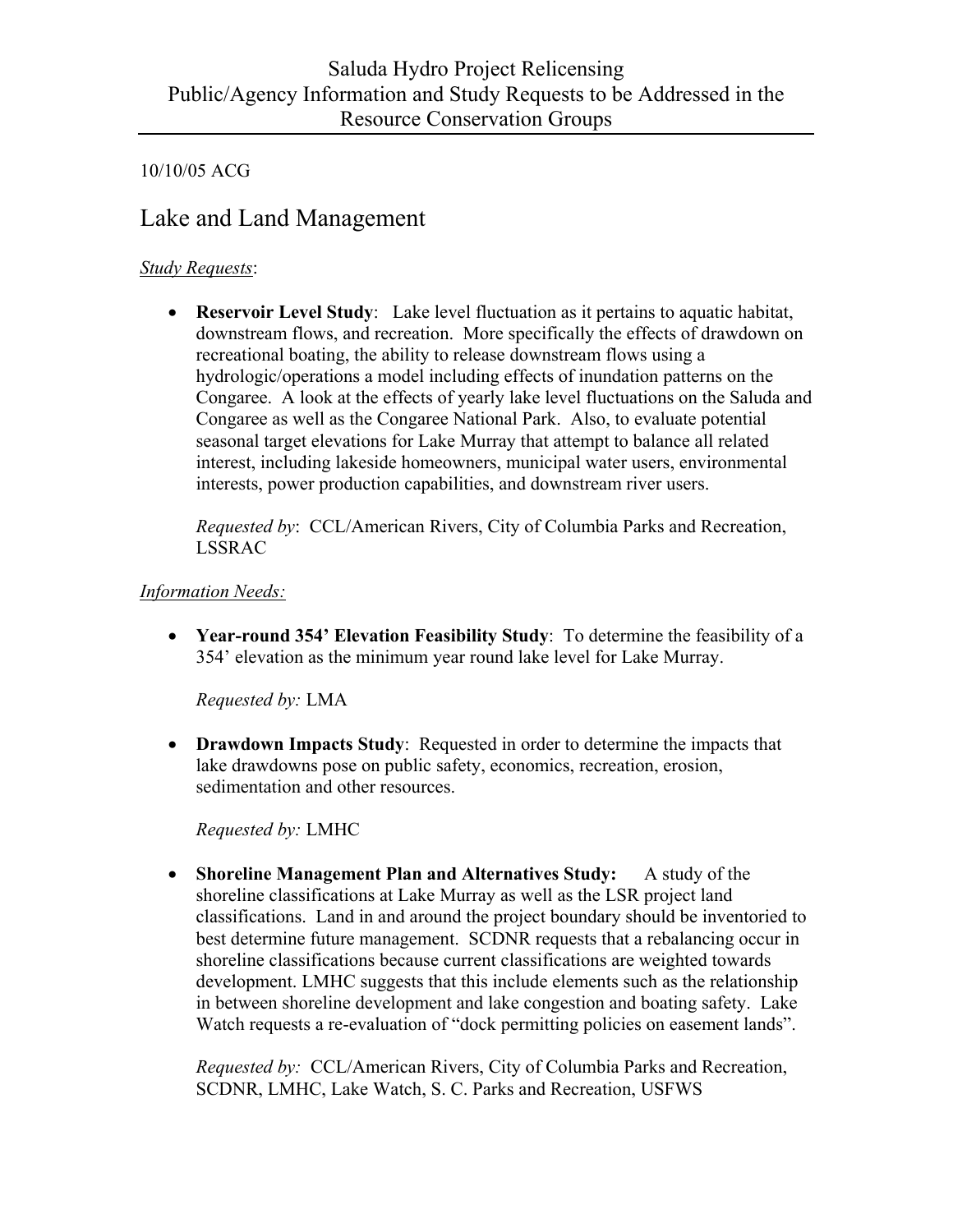Saluda Hydro Project Relicensing
Public/Agency Information and Study Requests to be Addressed in the Resource Conservation Groups

10/10/05 ACG

## Lake and Land Management

*Study Requests*:

- **Reservoir Level Study**: Lake level fluctuation as it pertains to aquatic habitat, downstream flows, and recreation. More specifically the effects of drawdown on recreational boating, the ability to release downstream flows using a hydrologic/operations a model including effects of inundation patterns on the Congaree. A look at the effects of yearly lake level fluctuations on the Saluda and Congaree as well as the Congaree National Park. Also, to evaluate potential seasonal target elevations for Lake Murray that attempt to balance all related interest, including lakeside homeowners, municipal water users, environmental interests, power production capabilities, and downstream river users.

  *Requested by*: CCL/American Rivers, City of Columbia Parks and Recreation, LSSRAC

*Information Needs:*

- **Year-round 354' Elevation Feasibility Study**: To determine the feasibility of a 354' elevation as the minimum year round lake level for Lake Murray.

  *Requested by:* LMA

- **Drawdown Impacts Study**: Requested in order to determine the impacts that lake drawdowns pose on public safety, economics, recreation, erosion, sedimentation and other resources.

  *Requested by:* LMHC

- **Shoreline Management Plan and Alternatives Study:** A study of the shoreline classifications at Lake Murray as well as the LSR project land classifications. Land in and around the project boundary should be inventoried to best determine future management. SCDNR requests that a rebalancing occur in shoreline classifications because current classifications are weighted towards development. LMHC suggests that this include elements such as the relationship in between shoreline development and lake congestion and boating safety. Lake Watch requests a re-evaluation of "dock permitting policies on easement lands".

  *Requested by:* CCL/American Rivers, City of Columbia Parks and Recreation, SCDNR, LMHC, Lake Watch, S. C. Parks and Recreation, USFWS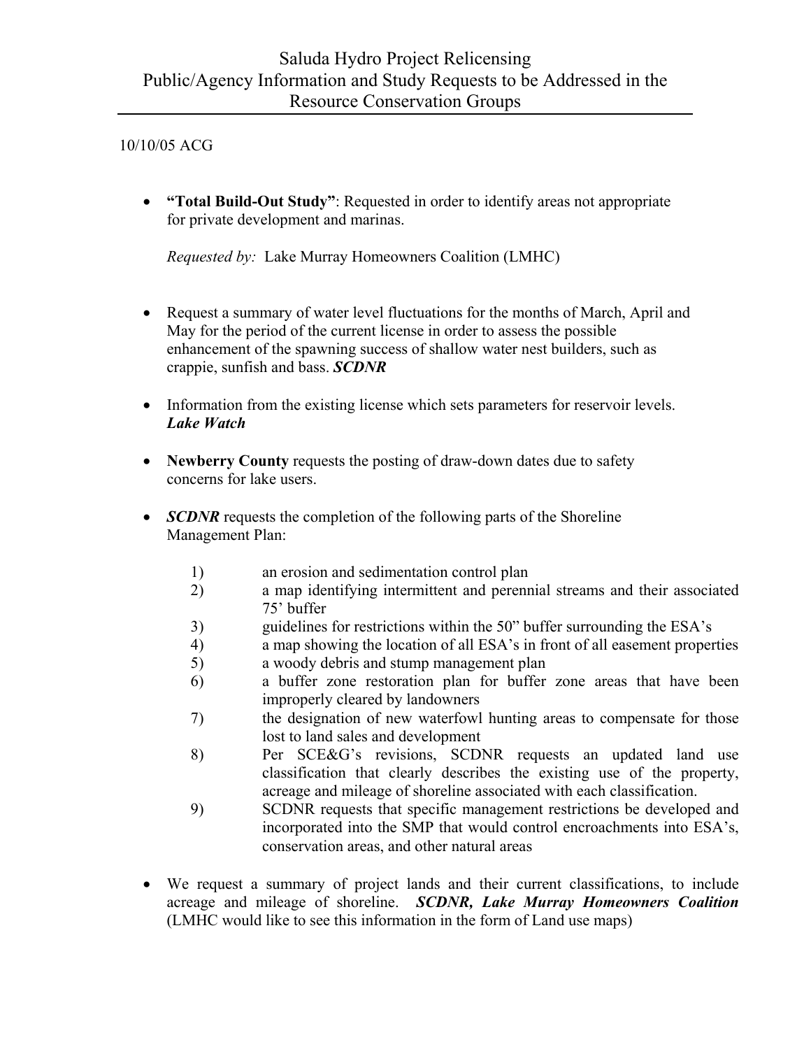# Saluda Hydro Project Relicensing
# Public/Agency Information and Study Requests to be Addressed in the Resource Conservation Groups

10/10/05 ACG

- **"Total Build-Out Study"**: Requested in order to identify areas not appropriate for private development and marinas.

  *Requested by:* Lake Murray Homeowners Coalition (LMHC)

- Request a summary of water level fluctuations for the months of March, April and May for the period of the current license in order to assess the possible enhancement of the spawning success of shallow water nest builders, such as crappie, sunfish and bass. ***SCDNR***

- Information from the existing license which sets parameters for reservoir levels. ***Lake Watch***

- **Newberry County** requests the posting of draw-down dates due to safety concerns for lake users.

- ***SCDNR*** requests the completion of the following parts of the Shoreline Management Plan:

  1) an erosion and sedimentation control plan
  2) a map identifying intermittent and perennial streams and their associated 75' buffer
  3) guidelines for restrictions within the 50" buffer surrounding the ESA's
  4) a map showing the location of all ESA's in front of all easement properties
  5) a woody debris and stump management plan
  6) a buffer zone restoration plan for buffer zone areas that have been improperly cleared by landowners
  7) the designation of new waterfowl hunting areas to compensate for those lost to land sales and development
  8) Per SCE&G's revisions, SCDNR requests an updated land use classification that clearly describes the existing use of the property, acreage and mileage of shoreline associated with each classification.
  9) SCDNR requests that specific management restrictions be developed and incorporated into the SMP that would control encroachments into ESA's, conservation areas, and other natural areas

- We request a summary of project lands and their current classifications, to include acreage and mileage of shoreline. ***SCDNR, Lake Murray Homeowners Coalition*** (LMHC would like to see this information in the form of Land use maps)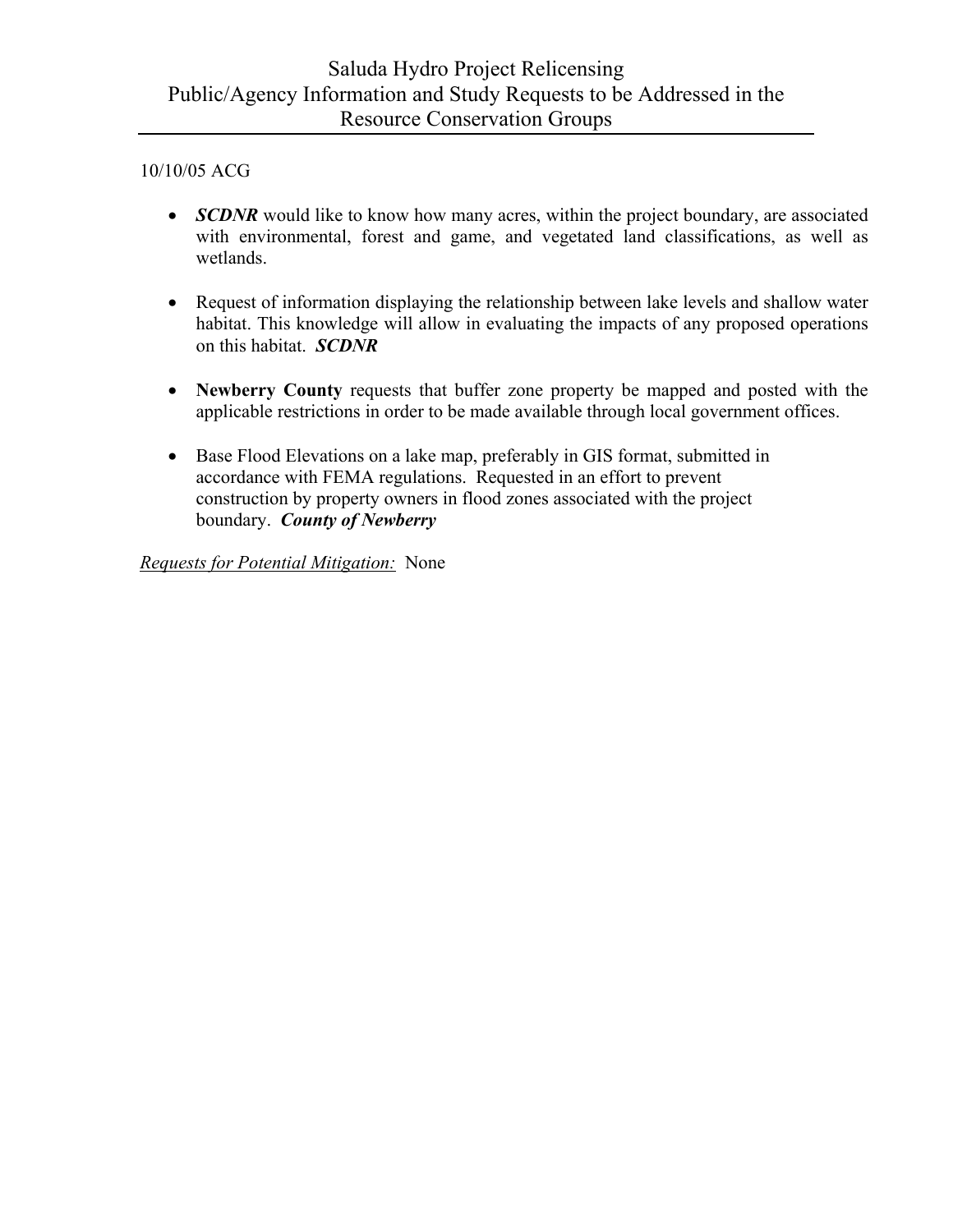# Saluda Hydro Project Relicensing
# Public/Agency Information and Study Requests to be Addressed in the Resource Conservation Groups

10/10/05 ACG

- ***SCDNR*** would like to know how many acres, within the project boundary, are associated with environmental, forest and game, and vegetated land classifications, as well as wetlands.

- Request of information displaying the relationship between lake levels and shallow water habitat. This knowledge will allow in evaluating the impacts of any proposed operations on this habitat. ***SCDNR***

- **Newberry County** requests that buffer zone property be mapped and posted with the applicable restrictions in order to be made available through local government offices.

- Base Flood Elevations on a lake map, preferably in GIS format, submitted in accordance with FEMA regulations. Requested in an effort to prevent construction by property owners in flood zones associated with the project boundary. ***County of Newberry***

<u>*Requests for Potential Mitigation:*</u> None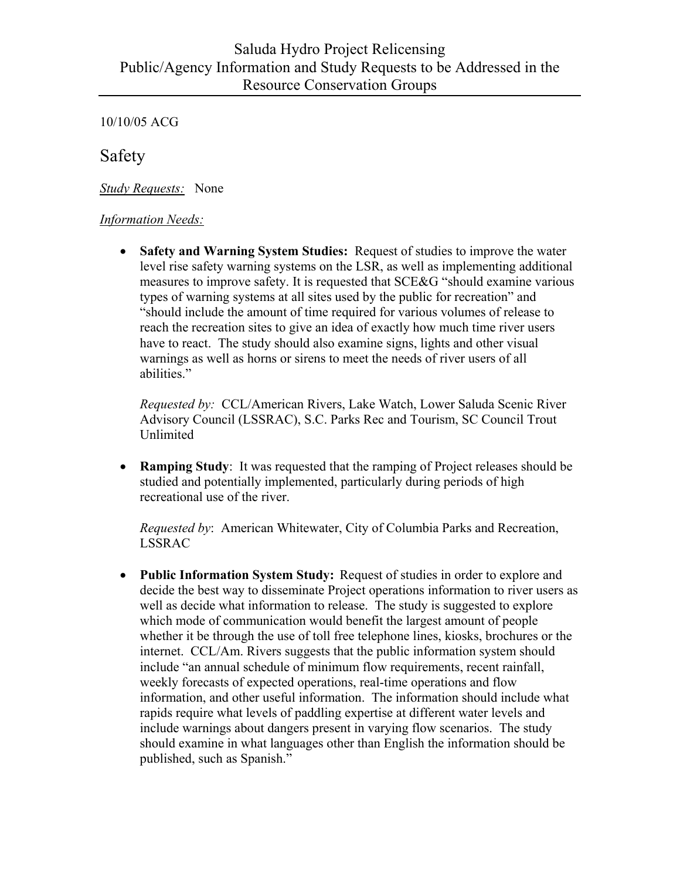# Saluda Hydro Project Relicensing
## Public/Agency Information and Study Requests to be Addressed in the Resource Conservation Groups

10/10/05 ACG

## Safety

*Study Requests:* None

*Information Needs:*

- **Safety and Warning System Studies:** Request of studies to improve the water level rise safety warning systems on the LSR, as well as implementing additional measures to improve safety. It is requested that SCE&G "should examine various types of warning systems at all sites used by the public for recreation" and "should include the amount of time required for various volumes of release to reach the recreation sites to give an idea of exactly how much time river users have to react. The study should also examine signs, lights and other visual warnings as well as horns or sirens to meet the needs of river users of all abilities."

  *Requested by:* CCL/American Rivers, Lake Watch, Lower Saluda Scenic River Advisory Council (LSSRAC), S.C. Parks Rec and Tourism, SC Council Trout Unlimited

- **Ramping Study**: It was requested that the ramping of Project releases should be studied and potentially implemented, particularly during periods of high recreational use of the river.

  *Requested by*: American Whitewater, City of Columbia Parks and Recreation, LSSRAC

- **Public Information System Study:** Request of studies in order to explore and decide the best way to disseminate Project operations information to river users as well as decide what information to release. The study is suggested to explore which mode of communication would benefit the largest amount of people whether it be through the use of toll free telephone lines, kiosks, brochures or the internet. CCL/Am. Rivers suggests that the public information system should include "an annual schedule of minimum flow requirements, recent rainfall, weekly forecasts of expected operations, real-time operations and flow information, and other useful information. The information should include what rapids require what levels of paddling expertise at different water levels and include warnings about dangers present in varying flow scenarios. The study should examine in what languages other than English the information should be published, such as Spanish."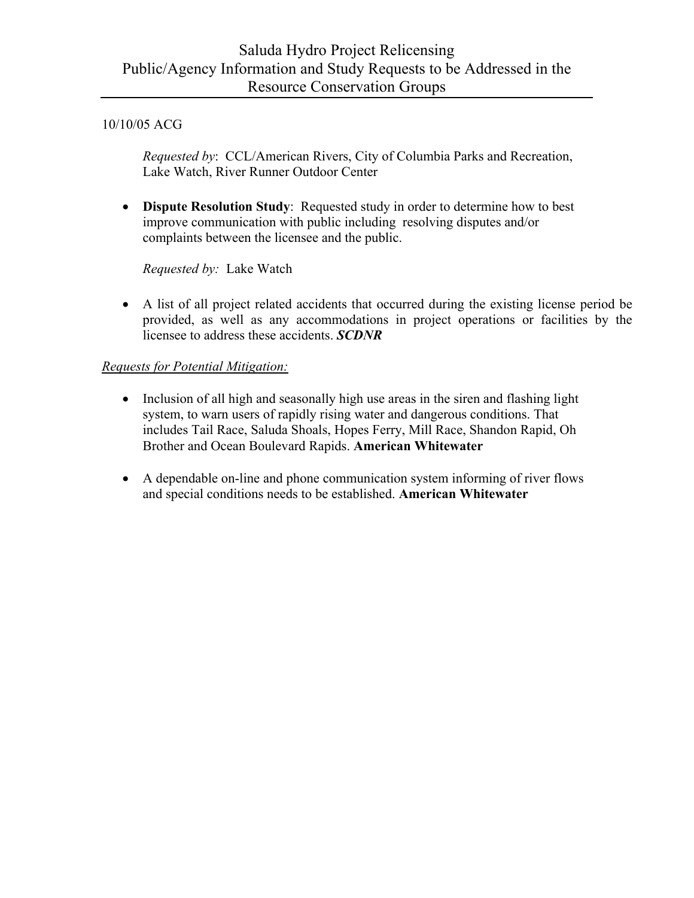# Saluda Hydro Project Relicensing
# Public/Agency Information and Study Requests to be Addressed in the Resource Conservation Groups

10/10/05 ACG

*Requested by*: CCL/American Rivers, City of Columbia Parks and Recreation, Lake Watch, River Runner Outdoor Center

- **Dispute Resolution Study**: Requested study in order to determine how to best improve communication with public including resolving disputes and/or complaints between the licensee and the public.

*Requested by:* Lake Watch

- A list of all project related accidents that occurred during the existing license period be provided, as well as any accommodations in project operations or facilities by the licensee to address these accidents. ***SCDNR***

*Requests for Potential Mitigation:*

- Inclusion of all high and seasonally high use areas in the siren and flashing light system, to warn users of rapidly rising water and dangerous conditions. That includes Tail Race, Saluda Shoals, Hopes Ferry, Mill Race, Shandon Rapid, Oh Brother and Ocean Boulevard Rapids. **American Whitewater**

- A dependable on-line and phone communication system informing of river flows and special conditions needs to be established. **American Whitewater**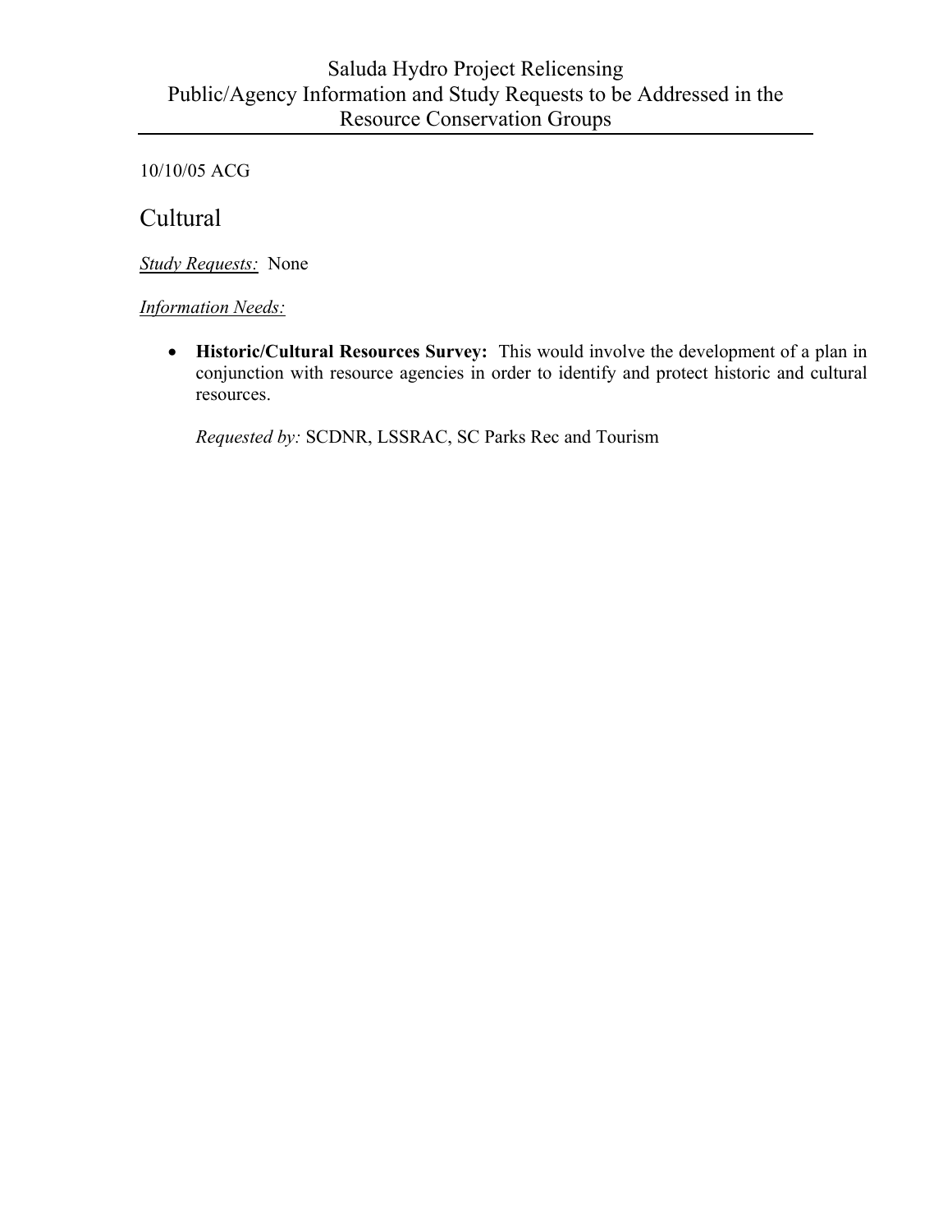Saluda Hydro Project Relicensing
Public/Agency Information and Study Requests to be Addressed in the Resource Conservation Groups

10/10/05 ACG

## Cultural

*Study Requests:* None

*Information Needs:*

- **Historic/Cultural Resources Survey:** This would involve the development of a plan in conjunction with resource agencies in order to identify and protect historic and cultural resources.

  *Requested by:* SCDNR, LSSRAC, SC Parks Rec and Tourism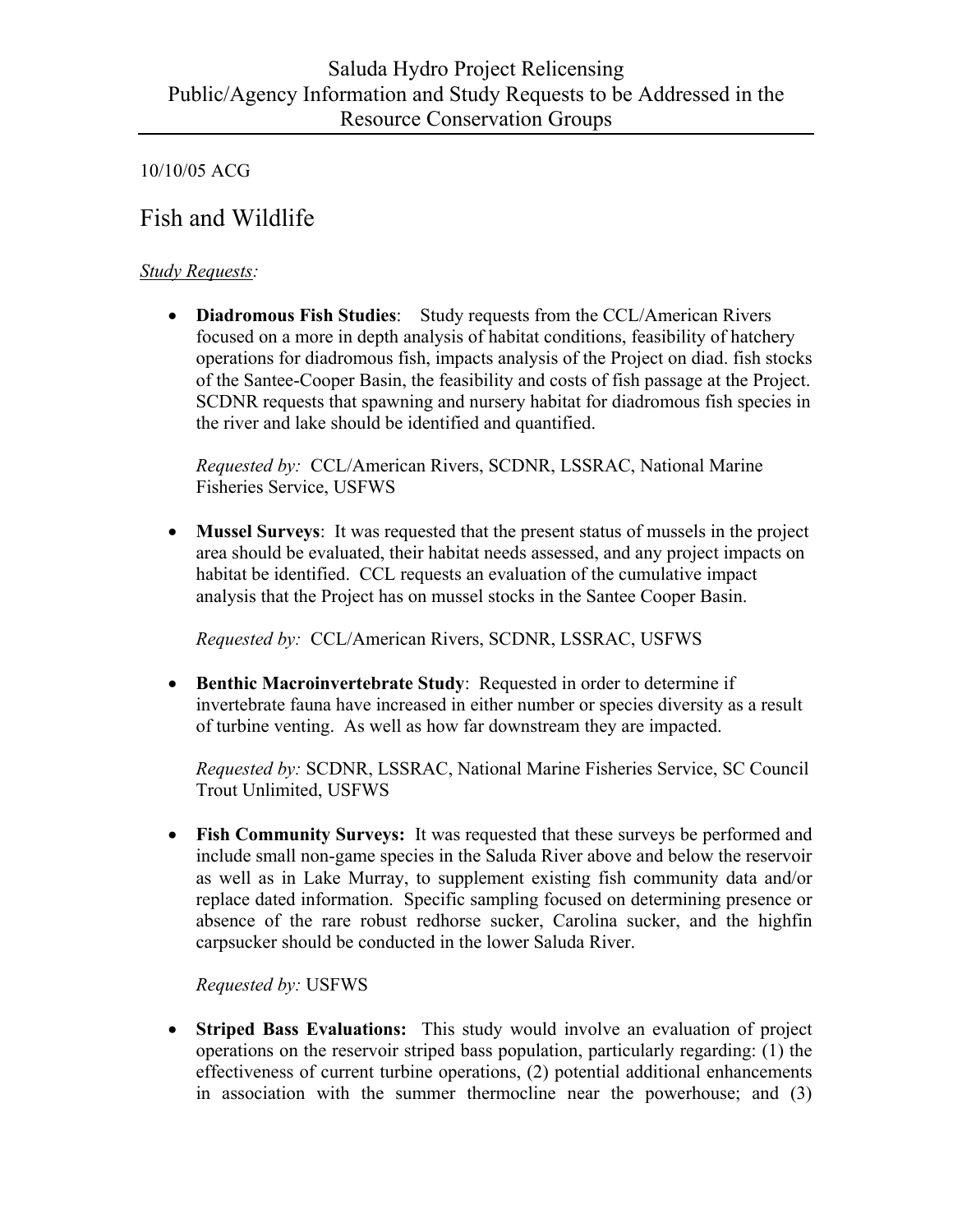Saluda Hydro Project Relicensing
Public/Agency Information and Study Requests to be Addressed in the Resource Conservation Groups

10/10/05 ACG

## Fish and Wildlife

*Study Requests:*

- **Diadromous Fish Studies**: Study requests from the CCL/American Rivers focused on a more in depth analysis of habitat conditions, feasibility of hatchery operations for diadromous fish, impacts analysis of the Project on diad. fish stocks of the Santee-Cooper Basin, the feasibility and costs of fish passage at the Project. SCDNR requests that spawning and nursery habitat for diadromous fish species in the river and lake should be identified and quantified.

  *Requested by:* CCL/American Rivers, SCDNR, LSSRAC, National Marine Fisheries Service, USFWS

- **Mussel Surveys**: It was requested that the present status of mussels in the project area should be evaluated, their habitat needs assessed, and any project impacts on habitat be identified. CCL requests an evaluation of the cumulative impact analysis that the Project has on mussel stocks in the Santee Cooper Basin.

  *Requested by:* CCL/American Rivers, SCDNR, LSSRAC, USFWS

- **Benthic Macroinvertebrate Study**: Requested in order to determine if invertebrate fauna have increased in either number or species diversity as a result of turbine venting. As well as how far downstream they are impacted.

  *Requested by:* SCDNR, LSSRAC, National Marine Fisheries Service, SC Council Trout Unlimited, USFWS

- **Fish Community Surveys:** It was requested that these surveys be performed and include small non-game species in the Saluda River above and below the reservoir as well as in Lake Murray, to supplement existing fish community data and/or replace dated information. Specific sampling focused on determining presence or absence of the rare robust redhorse sucker, Carolina sucker, and the highfin carpsucker should be conducted in the lower Saluda River.

  *Requested by:* USFWS

- **Striped Bass Evaluations:** This study would involve an evaluation of project operations on the reservoir striped bass population, particularly regarding: (1) the effectiveness of current turbine operations, (2) potential additional enhancements in association with the summer thermocline near the powerhouse; and (3)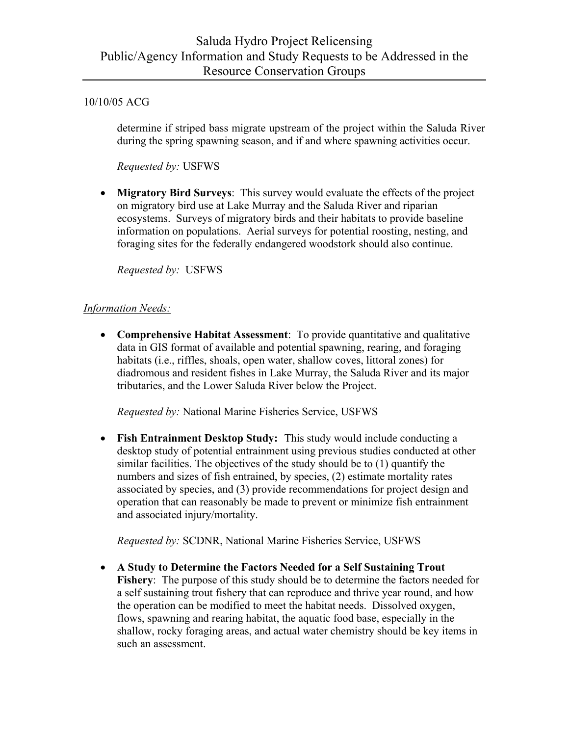10/10/05 ACG

determine if striped bass migrate upstream of the project within the Saluda River during the spring spawning season, and if and where spawning activities occur.

*Requested by:* USFWS

- **Migratory Bird Surveys**: This survey would evaluate the effects of the project on migratory bird use at Lake Murray and the Saluda River and riparian ecosystems. Surveys of migratory birds and their habitats to provide baseline information on populations. Aerial surveys for potential roosting, nesting, and foraging sites for the federally endangered woodstork should also continue.

  *Requested by:* USFWS

*Information Needs:*

- **Comprehensive Habitat Assessment**: To provide quantitative and qualitative data in GIS format of available and potential spawning, rearing, and foraging habitats (i.e., riffles, shoals, open water, shallow coves, littoral zones) for diadromous and resident fishes in Lake Murray, the Saluda River and its major tributaries, and the Lower Saluda River below the Project.

  *Requested by:* National Marine Fisheries Service, USFWS

- **Fish Entrainment Desktop Study:** This study would include conducting a desktop study of potential entrainment using previous studies conducted at other similar facilities. The objectives of the study should be to (1) quantify the numbers and sizes of fish entrained, by species, (2) estimate mortality rates associated by species, and (3) provide recommendations for project design and operation that can reasonably be made to prevent or minimize fish entrainment and associated injury/mortality.

  *Requested by:* SCDNR, National Marine Fisheries Service, USFWS

- **A Study to Determine the Factors Needed for a Self Sustaining Trout Fishery**: The purpose of this study should be to determine the factors needed for a self sustaining trout fishery that can reproduce and thrive year round, and how the operation can be modified to meet the habitat needs. Dissolved oxygen, flows, spawning and rearing habitat, the aquatic food base, especially in the shallow, rocky foraging areas, and actual water chemistry should be key items in such an assessment.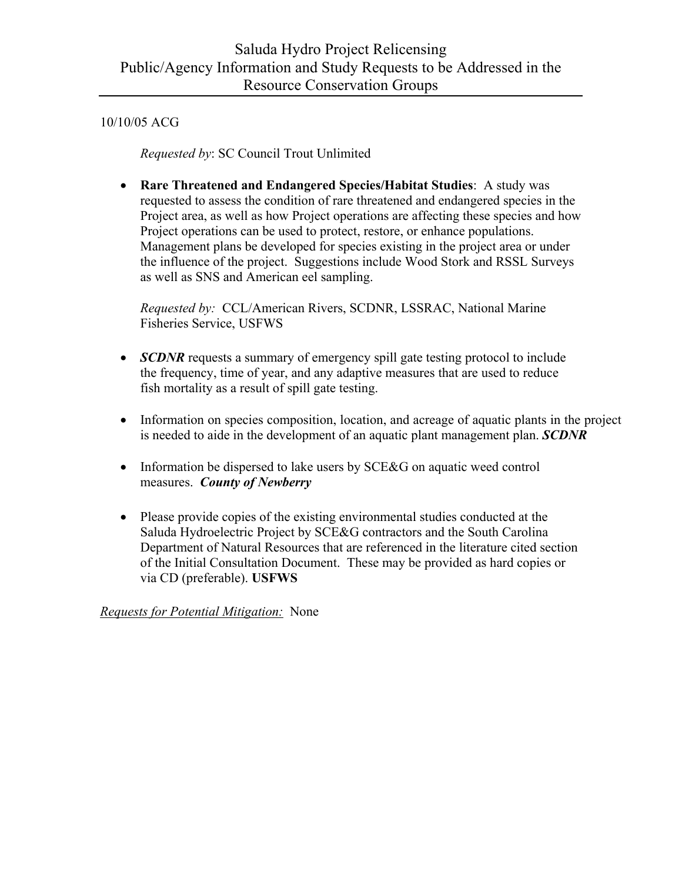# Saluda Hydro Project Relicensing
# Public/Agency Information and Study Requests to be Addressed in the Resource Conservation Groups

10/10/05 ACG

*Requested by*: SC Council Trout Unlimited

- **Rare Threatened and Endangered Species/Habitat Studies**: A study was requested to assess the condition of rare threatened and endangered species in the Project area, as well as how Project operations are affecting these species and how Project operations can be used to protect, restore, or enhance populations. Management plans be developed for species existing in the project area or under the influence of the project. Suggestions include Wood Stork and RSSL Surveys as well as SNS and American eel sampling.

  *Requested by:* CCL/American Rivers, SCDNR, LSSRAC, National Marine Fisheries Service, USFWS

- ***SCDNR*** requests a summary of emergency spill gate testing protocol to include the frequency, time of year, and any adaptive measures that are used to reduce fish mortality as a result of spill gate testing.

- Information on species composition, location, and acreage of aquatic plants in the project is needed to aide in the development of an aquatic plant management plan. ***SCDNR***

- Information be dispersed to lake users by SCE&G on aquatic weed control measures. ***County of Newberry***

- Please provide copies of the existing environmental studies conducted at the Saluda Hydroelectric Project by SCE&G contractors and the South Carolina Department of Natural Resources that are referenced in the literature cited section of the Initial Consultation Document. These may be provided as hard copies or via CD (preferable). **USFWS**

<u>*Requests for Potential Mitigation:*</u> None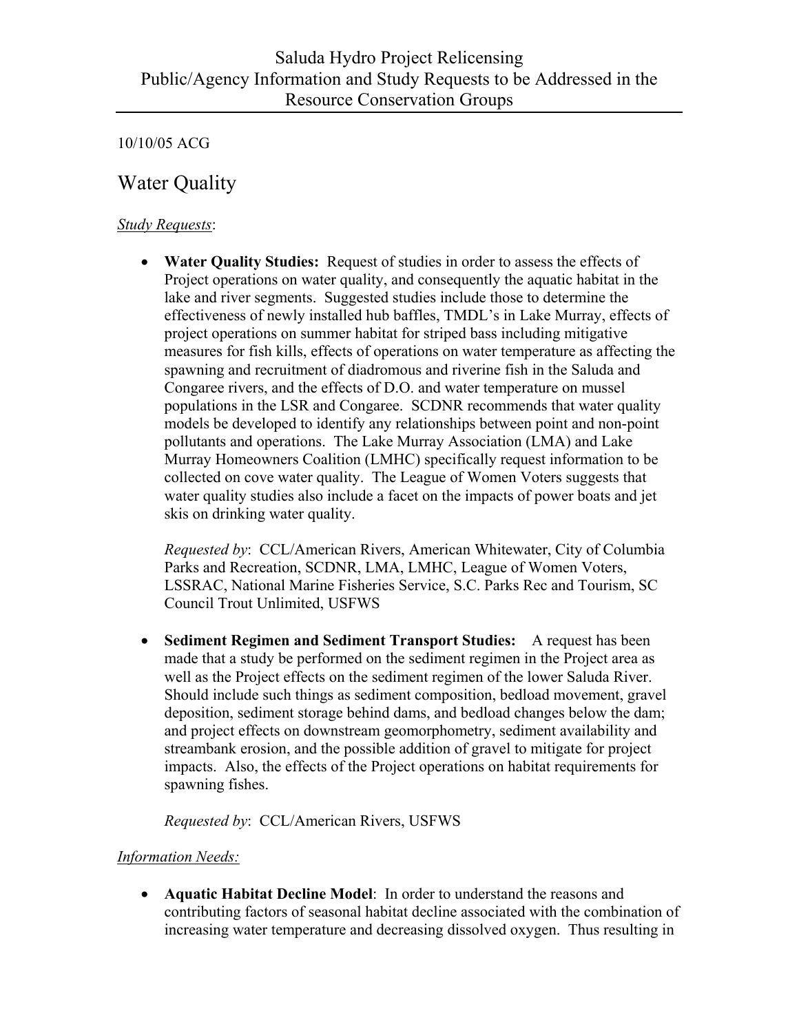Saluda Hydro Project Relicensing
Public/Agency Information and Study Requests to be Addressed in the Resource Conservation Groups

10/10/05 ACG

## Water Quality

*Study Requests*:

- **Water Quality Studies:** Request of studies in order to assess the effects of Project operations on water quality, and consequently the aquatic habitat in the lake and river segments. Suggested studies include those to determine the effectiveness of newly installed hub baffles, TMDL's in Lake Murray, effects of project operations on summer habitat for striped bass including mitigative measures for fish kills, effects of operations on water temperature as affecting the spawning and recruitment of diadromous and riverine fish in the Saluda and Congaree rivers, and the effects of D.O. and water temperature on mussel populations in the LSR and Congaree. SCDNR recommends that water quality models be developed to identify any relationships between point and non-point pollutants and operations. The Lake Murray Association (LMA) and Lake Murray Homeowners Coalition (LMHC) specifically request information to be collected on cove water quality. The League of Women Voters suggests that water quality studies also include a facet on the impacts of power boats and jet skis on drinking water quality.

  *Requested by*: CCL/American Rivers, American Whitewater, City of Columbia Parks and Recreation, SCDNR, LMA, LMHC, League of Women Voters, LSSRAC, National Marine Fisheries Service, S.C. Parks Rec and Tourism, SC Council Trout Unlimited, USFWS

- **Sediment Regimen and Sediment Transport Studies:** A request has been made that a study be performed on the sediment regimen in the Project area as well as the Project effects on the sediment regimen of the lower Saluda River. Should include such things as sediment composition, bedload movement, gravel deposition, sediment storage behind dams, and bedload changes below the dam; and project effects on downstream geomorphometry, sediment availability and streambank erosion, and the possible addition of gravel to mitigate for project impacts. Also, the effects of the Project operations on habitat requirements for spawning fishes.

  *Requested by*: CCL/American Rivers, USFWS

*Information Needs:*

- **Aquatic Habitat Decline Model**: In order to understand the reasons and contributing factors of seasonal habitat decline associated with the combination of increasing water temperature and decreasing dissolved oxygen. Thus resulting in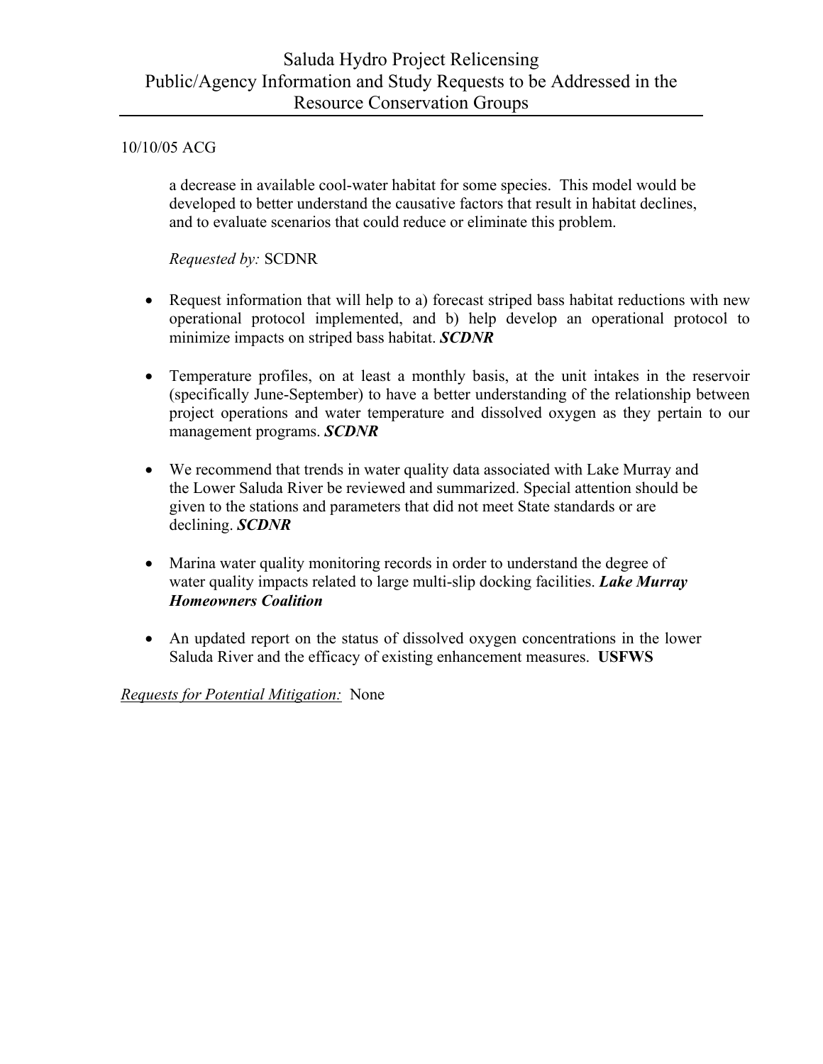10/10/05 ACG

a decrease in available cool-water habitat for some species. This model would be developed to better understand the causative factors that result in habitat declines, and to evaluate scenarios that could reduce or eliminate this problem.

*Requested by:* SCDNR

- Request information that will help to a) forecast striped bass habitat reductions with new operational protocol implemented, and b) help develop an operational protocol to minimize impacts on striped bass habitat. ***SCDNR***

- Temperature profiles, on at least a monthly basis, at the unit intakes in the reservoir (specifically June-September) to have a better understanding of the relationship between project operations and water temperature and dissolved oxygen as they pertain to our management programs. ***SCDNR***

- We recommend that trends in water quality data associated with Lake Murray and the Lower Saluda River be reviewed and summarized. Special attention should be given to the stations and parameters that did not meet State standards or are declining. ***SCDNR***

- Marina water quality monitoring records in order to understand the degree of water quality impacts related to large multi-slip docking facilities. ***Lake Murray Homeowners Coalition***

- An updated report on the status of dissolved oxygen concentrations in the lower Saluda River and the efficacy of existing enhancement measures. **USFWS**

<u>*Requests for Potential Mitigation:*</u> None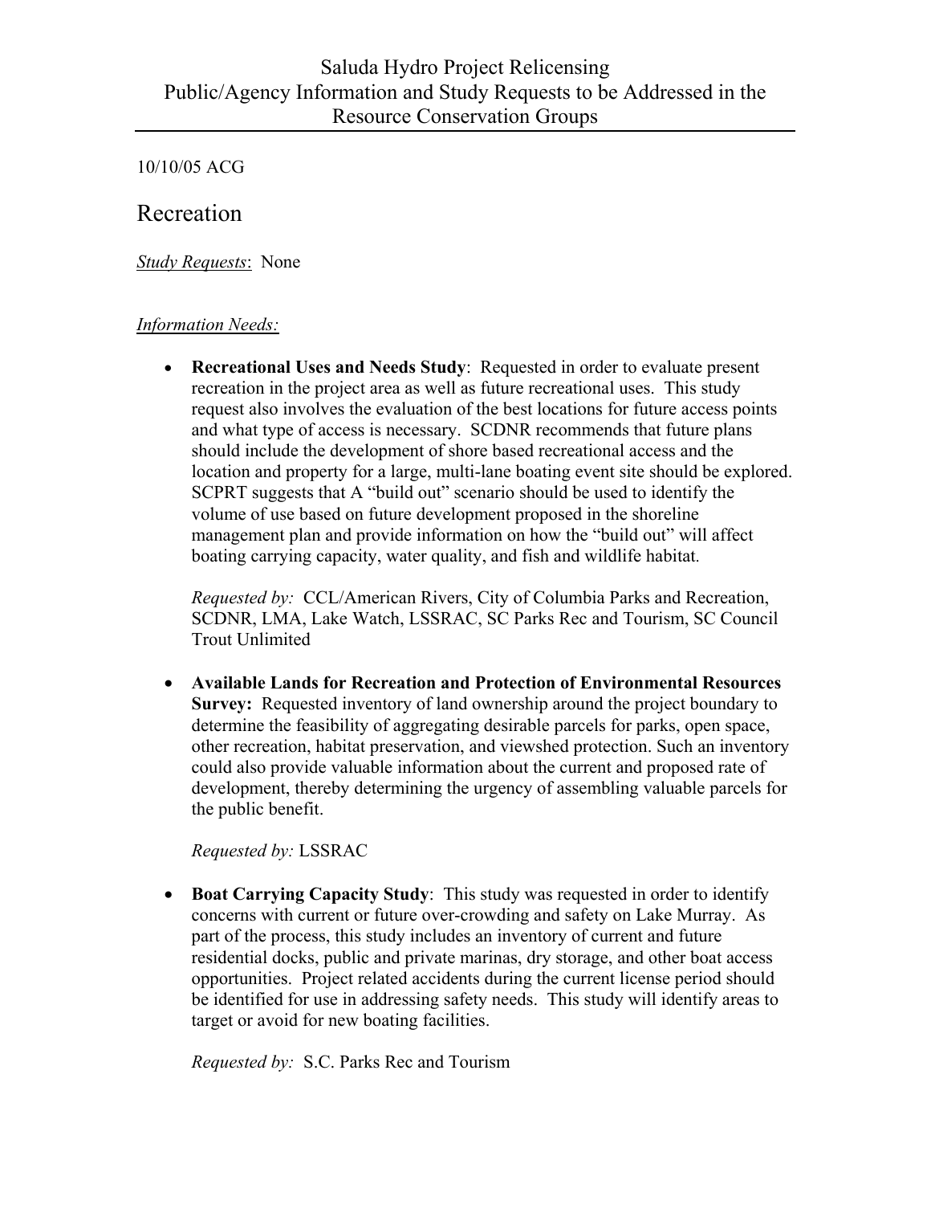Saluda Hydro Project Relicensing
Public/Agency Information and Study Requests to be Addressed in the Resource Conservation Groups

10/10/05 ACG

## Recreation

*Study Requests*: None

*Information Needs:*

- **Recreational Uses and Needs Study**: Requested in order to evaluate present recreation in the project area as well as future recreational uses. This study request also involves the evaluation of the best locations for future access points and what type of access is necessary. SCDNR recommends that future plans should include the development of shore based recreational access and the location and property for a large, multi-lane boating event site should be explored. SCPRT suggests that A "build out" scenario should be used to identify the volume of use based on future development proposed in the shoreline management plan and provide information on how the "build out" will affect boating carrying capacity, water quality, and fish and wildlife habitat.

  *Requested by:* CCL/American Rivers, City of Columbia Parks and Recreation, SCDNR, LMA, Lake Watch, LSSRAC, SC Parks Rec and Tourism, SC Council Trout Unlimited

- **Available Lands for Recreation and Protection of Environmental Resources Survey:** Requested inventory of land ownership around the project boundary to determine the feasibility of aggregating desirable parcels for parks, open space, other recreation, habitat preservation, and viewshed protection. Such an inventory could also provide valuable information about the current and proposed rate of development, thereby determining the urgency of assembling valuable parcels for the public benefit.

  *Requested by:* LSSRAC

- **Boat Carrying Capacity Study**: This study was requested in order to identify concerns with current or future over-crowding and safety on Lake Murray. As part of the process, this study includes an inventory of current and future residential docks, public and private marinas, dry storage, and other boat access opportunities. Project related accidents during the current license period should be identified for use in addressing safety needs. This study will identify areas to target or avoid for new boating facilities.

  *Requested by:* S.C. Parks Rec and Tourism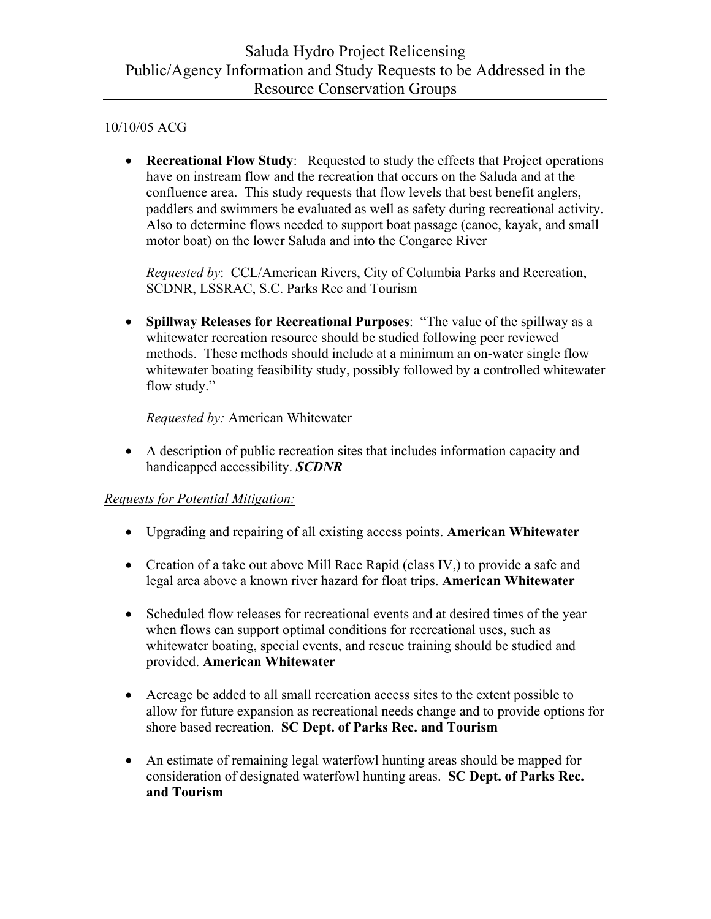# Saluda Hydro Project Relicensing
# Public/Agency Information and Study Requests to be Addressed in the Resource Conservation Groups

10/10/05 ACG

- **Recreational Flow Study**: Requested to study the effects that Project operations have on instream flow and the recreation that occurs on the Saluda and at the confluence area. This study requests that flow levels that best benefit anglers, paddlers and swimmers be evaluated as well as safety during recreational activity. Also to determine flows needed to support boat passage (canoe, kayak, and small motor boat) on the lower Saluda and into the Congaree River

  *Requested by*: CCL/American Rivers, City of Columbia Parks and Recreation, SCDNR, LSSRAC, S.C. Parks Rec and Tourism

- **Spillway Releases for Recreational Purposes**: "The value of the spillway as a whitewater recreation resource should be studied following peer reviewed methods. These methods should include at a minimum an on-water single flow whitewater boating feasibility study, possibly followed by a controlled whitewater flow study."

  *Requested by:* American Whitewater

- A description of public recreation sites that includes information capacity and handicapped accessibility. ***SCDNR***

*Requests for Potential Mitigation:*

- Upgrading and repairing of all existing access points. **American Whitewater**

- Creation of a take out above Mill Race Rapid (class IV,) to provide a safe and legal area above a known river hazard for float trips. **American Whitewater**

- Scheduled flow releases for recreational events and at desired times of the year when flows can support optimal conditions for recreational uses, such as whitewater boating, special events, and rescue training should be studied and provided. **American Whitewater**

- Acreage be added to all small recreation access sites to the extent possible to allow for future expansion as recreational needs change and to provide options for shore based recreation. **SC Dept. of Parks Rec. and Tourism**

- An estimate of remaining legal waterfowl hunting areas should be mapped for consideration of designated waterfowl hunting areas. **SC Dept. of Parks Rec. and Tourism**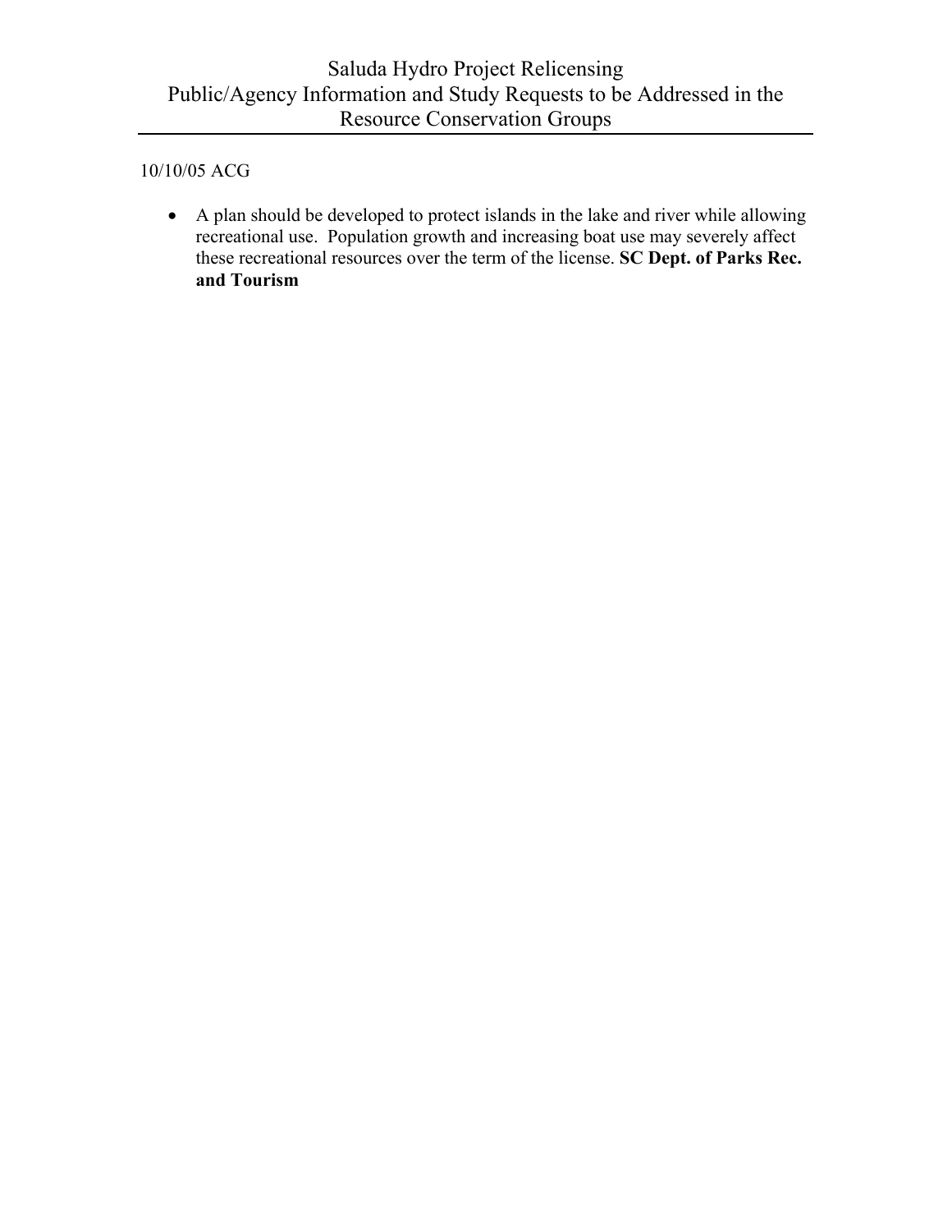10/10/05 ACG

- A plan should be developed to protect islands in the lake and river while allowing recreational use. Population growth and increasing boat use may severely affect these recreational resources over the term of the license. **SC Dept. of Parks Rec. and Tourism**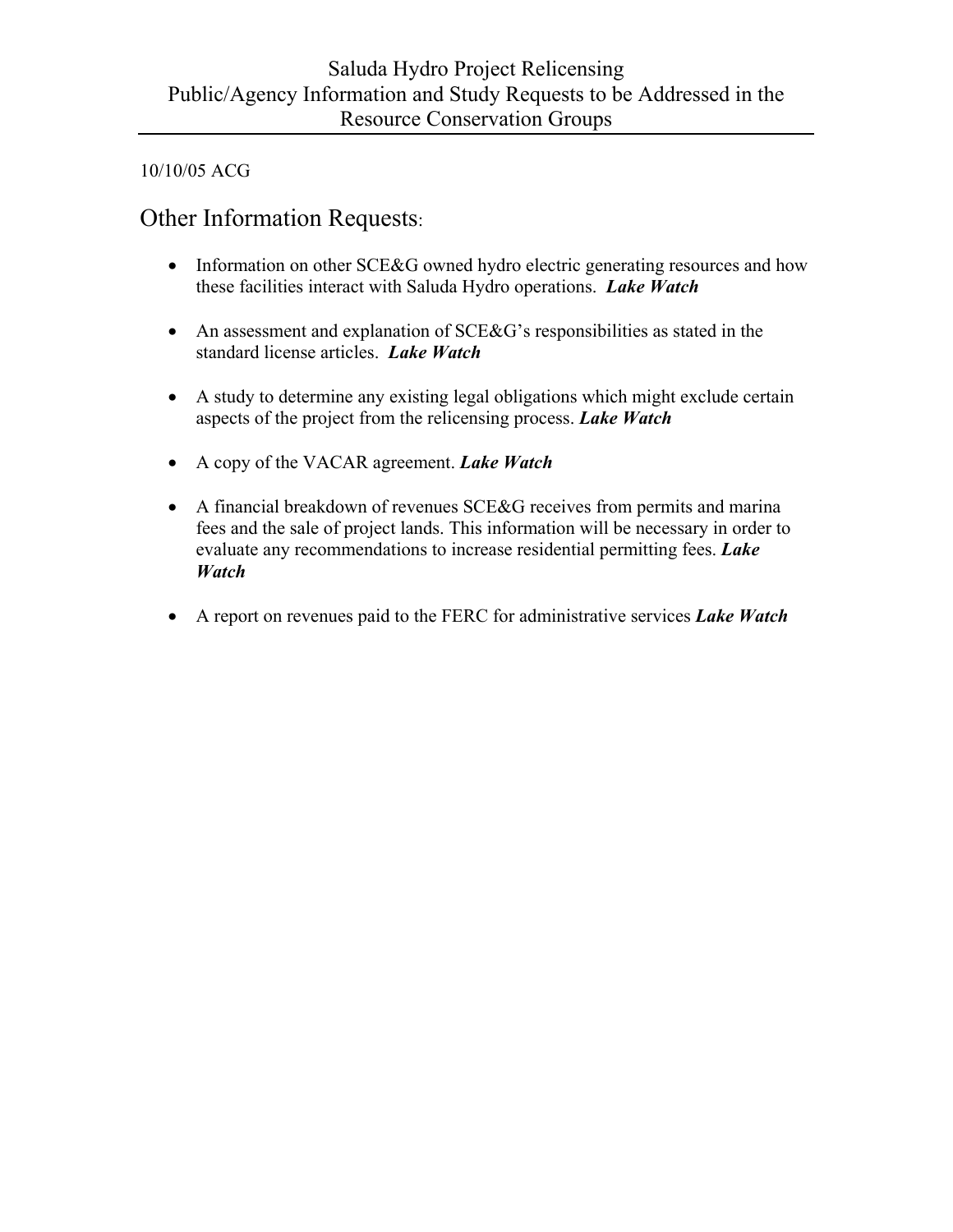# Saluda Hydro Project Relicensing
# Public/Agency Information and Study Requests to be Addressed in the Resource Conservation Groups

10/10/05 ACG

## Other Information Requests:

- Information on other SCE&G owned hydro electric generating resources and how these facilities interact with Saluda Hydro operations. ***Lake Watch***

- An assessment and explanation of SCE&G's responsibilities as stated in the standard license articles. ***Lake Watch***

- A study to determine any existing legal obligations which might exclude certain aspects of the project from the relicensing process. ***Lake Watch***

- A copy of the VACAR agreement. ***Lake Watch***

- A financial breakdown of revenues SCE&G receives from permits and marina fees and the sale of project lands. This information will be necessary in order to evaluate any recommendations to increase residential permitting fees. ***Lake Watch***

- A report on revenues paid to the FERC for administrative services ***Lake Watch***